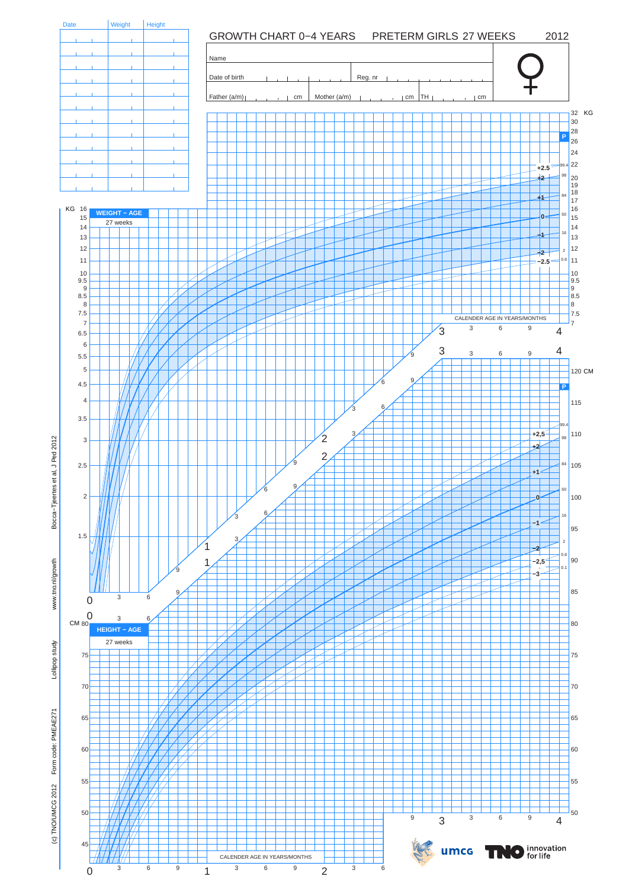# GROWTH CHART 0−4 YEARS PRETERM GIRLS 27 WEEKS 2012

| Date | Weight | Height |
|---|---|---|
| | | |
| | | |
| | | |
| | | |
| | | |
| | | |
| | | |
| | | |
| | | |
| | | |
| | | |

Name

Date of birth | Reg. nr

Father (a/m) cm | Mother (a/m) cm | TH cm

**WEIGHT − AGE**
27 weeks

**HEIGHT − AGE**
27 weeks

CALENDER AGE IN YEARS/MONTHS

(c) TNO/UMCG 2012 Form code: PMEAE271 Lollipop study www.tno.nl/growth Bocca−Tjeertes et al, J Ped 2012

umcg TNO innovation for life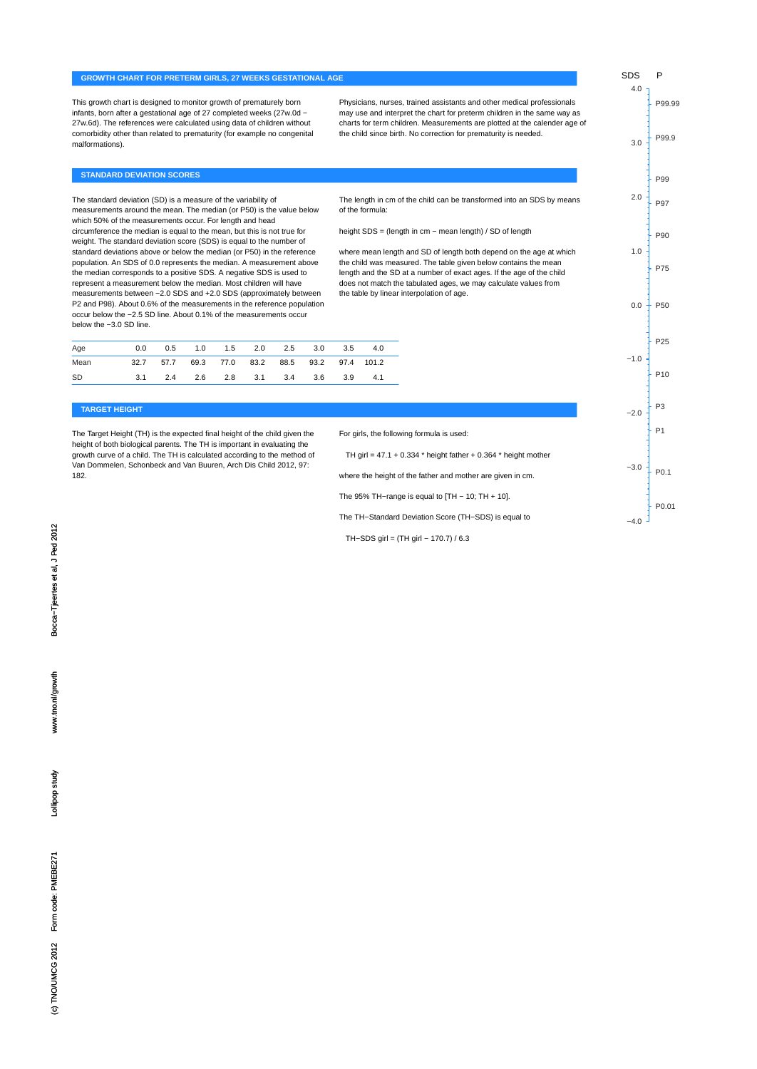## GROWTH CHART FOR PRETERM GIRLS, 27 WEEKS GESTATIONAL AGE

This growth chart is designed to monitor growth of prematurely born infants, born after a gestational age of 27 completed weeks (27w.0d − 27w.6d). The references were calculated using data of children without comorbidity other than related to prematurity (for example no congenital malformations).

Physicians, nurses, trained assistants and other medical professionals may use and interpret the chart for preterm children in the same way as charts for term children. Measurements are plotted at the calender age of the child since birth. No correction for prematurity is needed.

## STANDARD DEVIATION SCORES

The standard deviation (SD) is a measure of the variability of measurements around the mean. The median (or P50) is the value below which 50% of the measurements occur. For length and head circumference the median is equal to the mean, but this is not true for weight. The standard deviation score (SDS) is equal to the number of standard deviations above or below the median (or P50) in the reference population. An SDS of 0.0 represents the median. A measurement above the median corresponds to a positive SDS. A negative SDS is used to represent a measurement below the median. Most children will have measurements between −2.0 SDS and +2.0 SDS (approximately between P2 and P98). About 0.6% of the measurements in the reference population occur below the −2.5 SD line. About 0.1% of the measurements occur below the −3.0 SD line.

| Age | 0.0 | 0.5 | 1.0 | 1.5 | 2.0 | 2.5 | 3.0 | 3.5 | 4.0 |
|---|---|---|---|---|---|---|---|---|---|
| Mean | 32.7 | 57.7 | 69.3 | 77.0 | 83.2 | 88.5 | 93.2 | 97.4 | 101.2 |
| SD | 3.1 | 2.4 | 2.6 | 2.8 | 3.1 | 3.4 | 3.6 | 3.9 | 4.1 |

The length in cm of the child can be transformed into an SDS by means of the formula:

height SDS = (length in cm − mean length) / SD of length

where mean length and SD of length both depend on the age at which the child was measured. The table given below contains the mean length and the SD at a number of exact ages. If the age of the child does not match the tabulated ages, we may calculate values from the table by linear interpolation of age.

## TARGET HEIGHT

The Target Height (TH) is the expected final height of the child given the height of both biological parents. The TH is important in evaluating the growth curve of a child. The TH is calculated according to the method of Van Dommelen, Schonbeck and Van Buuren, Arch Dis Child 2012, 97: 182.

For girls, the following formula is used:

TH girl = 47.1 + 0.334 * height father + 0.364 * height mother

where the height of the father and mother are given in cm.

The 95% TH−range is equal to [TH − 10; TH + 10].

The TH−Standard Deviation Score (TH−SDS) is equal to

TH−SDS girl = (TH girl − 170.7) / 6.3

SDS P
4.0
P99.99
3.0
P99.9
P99
2.0
P97
P90
1.0
P75
0.0
P50
P25
−1.0
P10
P3
−2.0
P1
−3.0
P0.1
P0.01
−4.0

(c) TNO/UMCG 2012 Form code: PMEBE271 Lollipop study www.tno.nl/growth Bocca−Tjeertes et al, J Ped 2012